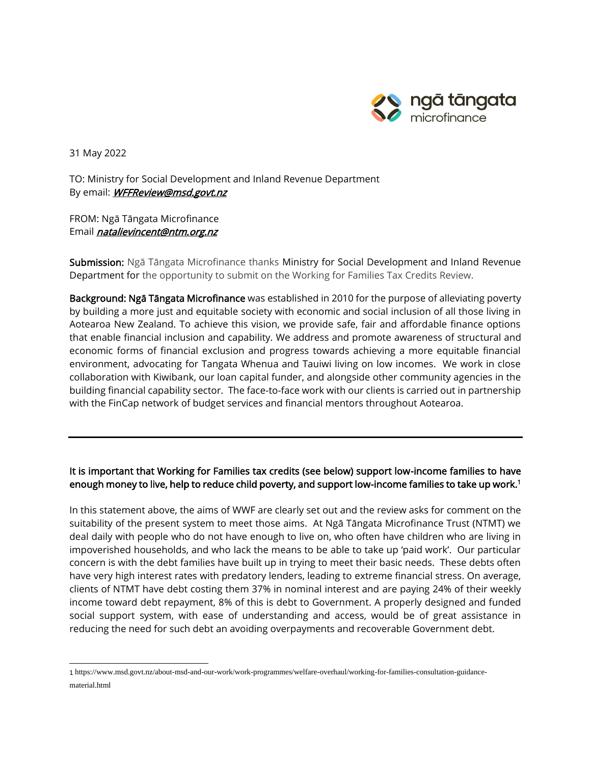ngā tāngata microfinance

31 May 2022

TO: Ministry for Social Development and Inland Revenue Department
By email: *WFFReview@msd.govt.nz*

FROM: Ngā Tāngata Microfinance
Email *natalievincent@ntm.org.nz*

**Submission:** Ngā Tāngata Microfinance thanks Ministry for Social Development and Inland Revenue Department for the opportunity to submit on the Working for Families Tax Credits Review.

**Background: Ngā Tāngata Microfinance** was established in 2010 for the purpose of alleviating poverty by building a more just and equitable society with economic and social inclusion of all those living in Aotearoa New Zealand. To achieve this vision, we provide safe, fair and affordable finance options that enable financial inclusion and capability. We address and promote awareness of structural and economic forms of financial exclusion and progress towards achieving a more equitable financial environment, advocating for Tangata Whenua and Tauiwi living on low incomes. We work in close collaboration with Kiwibank, our loan capital funder, and alongside other community agencies in the building financial capability sector. The face-to-face work with our clients is carried out in partnership with the FinCap network of budget services and financial mentors throughout Aotearoa.

---

**It is important that Working for Families tax credits (see below) support low-income families to have enough money to live, help to reduce child poverty, and support low-income families to take up work.[1]**

In this statement above, the aims of WWF are clearly set out and the review asks for comment on the suitability of the present system to meet those aims. At Ngā Tāngata Microfinance Trust (NTMT) we deal daily with people who do not have enough to live on, who often have children who are living in impoverished households, and who lack the means to be able to take up 'paid work'. Our particular concern is with the debt families have built up in trying to meet their basic needs. These debts often have very high interest rates with predatory lenders, leading to extreme financial stress. On average, clients of NTMT have debt costing them 37% in nominal interest and are paying 24% of their weekly income toward debt repayment, 8% of this is debt to Government. A properly designed and funded social support system, with ease of understanding and access, would be of great assistance in reducing the need for such debt an avoiding overpayments and recoverable Government debt.

---

1 https://www.msd.govt.nz/about-msd-and-our-work/work-programmes/welfare-overhaul/working-for-families-consultation-guidance-material.html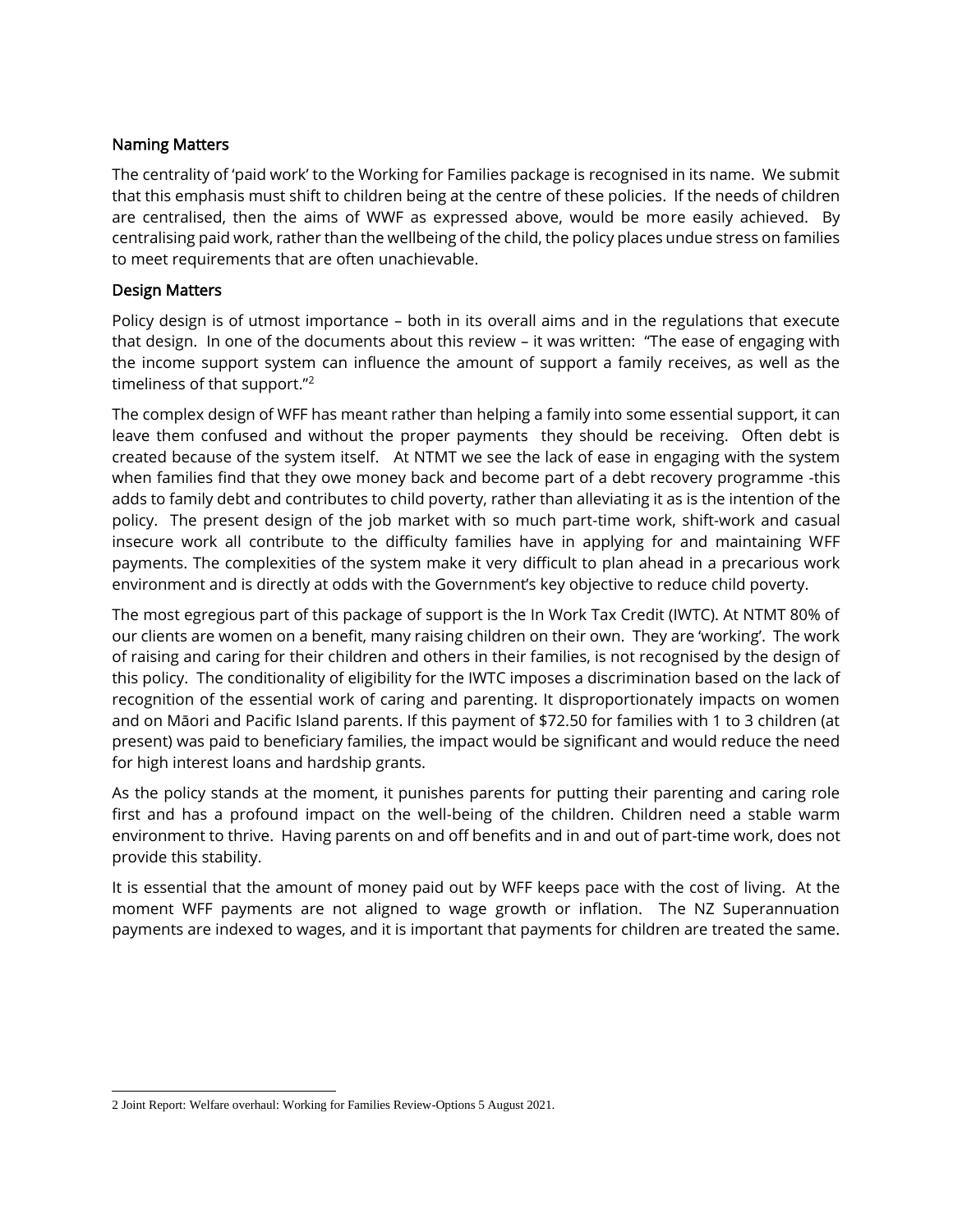## Naming Matters

The centrality of 'paid work' to the Working for Families package is recognised in its name. We submit that this emphasis must shift to children being at the centre of these policies. If the needs of children are centralised, then the aims of WWF as expressed above, would be more easily achieved. By centralising paid work, rather than the wellbeing of the child, the policy places undue stress on families to meet requirements that are often unachievable.

## Design Matters

Policy design is of utmost importance – both in its overall aims and in the regulations that execute that design. In one of the documents about this review – it was written: "The ease of engaging with the income support system can influence the amount of support a family receives, as well as the timeliness of that support."[2]

The complex design of WFF has meant rather than helping a family into some essential support, it can leave them confused and without the proper payments they should be receiving. Often debt is created because of the system itself. At NTMT we see the lack of ease in engaging with the system when families find that they owe money back and become part of a debt recovery programme -this adds to family debt and contributes to child poverty, rather than alleviating it as is the intention of the policy. The present design of the job market with so much part-time work, shift-work and casual insecure work all contribute to the difficulty families have in applying for and maintaining WFF payments. The complexities of the system make it very difficult to plan ahead in a precarious work environment and is directly at odds with the Government's key objective to reduce child poverty.

The most egregious part of this package of support is the In Work Tax Credit (IWTC). At NTMT 80% of our clients are women on a benefit, many raising children on their own. They are 'working'. The work of raising and caring for their children and others in their families, is not recognised by the design of this policy. The conditionality of eligibility for the IWTC imposes a discrimination based on the lack of recognition of the essential work of caring and parenting. It disproportionately impacts on women and on Māori and Pacific Island parents. If this payment of $72.50 for families with 1 to 3 children (at present) was paid to beneficiary families, the impact would be significant and would reduce the need for high interest loans and hardship grants.

As the policy stands at the moment, it punishes parents for putting their parenting and caring role first and has a profound impact on the well-being of the children. Children need a stable warm environment to thrive. Having parents on and off benefits and in and out of part-time work, does not provide this stability.

It is essential that the amount of money paid out by WFF keeps pace with the cost of living. At the moment WFF payments are not aligned to wage growth or inflation. The NZ Superannuation payments are indexed to wages, and it is important that payments for children are treated the same.

---

[2] Joint Report: Welfare overhaul: Working for Families Review-Options 5 August 2021.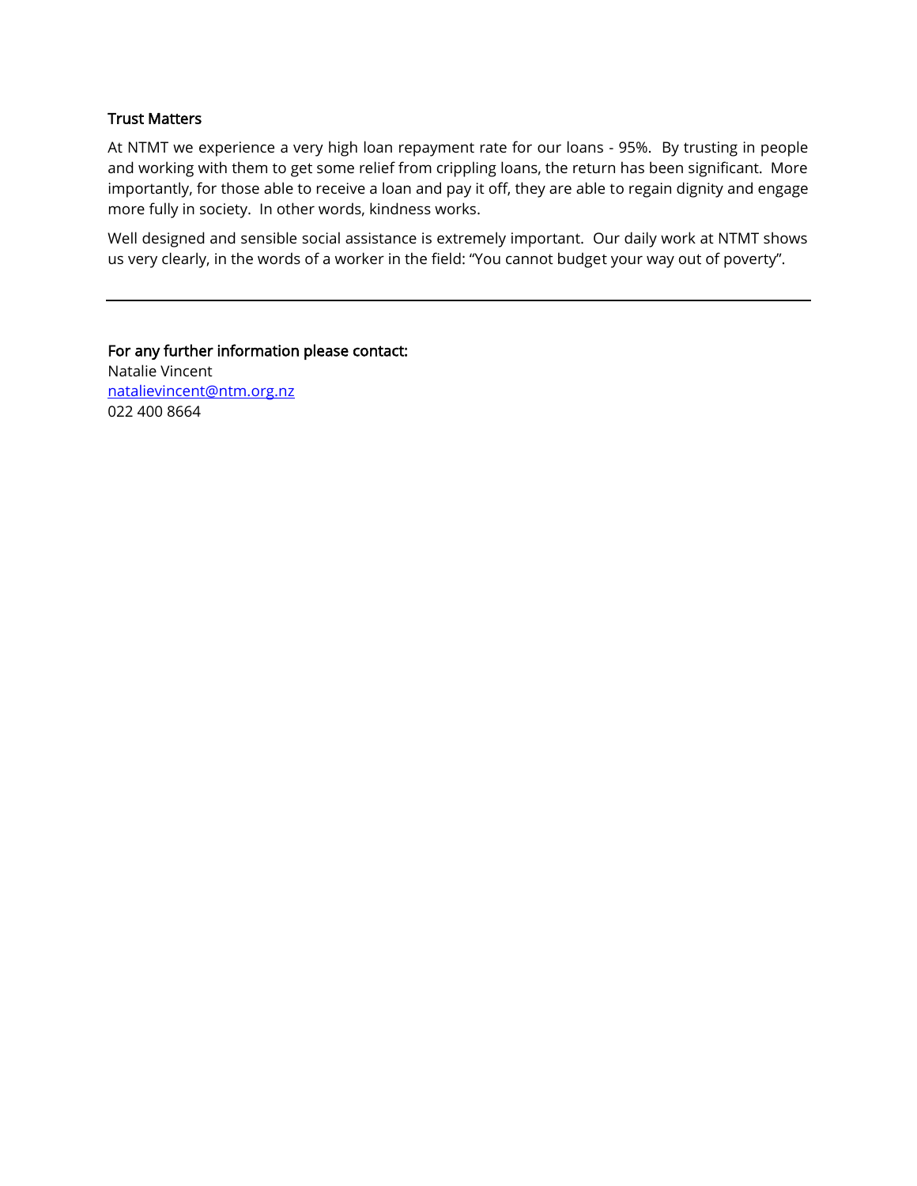### Trust Matters

At NTMT we experience a very high loan repayment rate for our loans - 95%. By trusting in people and working with them to get some relief from crippling loans, the return has been significant. More importantly, for those able to receive a loan and pay it off, they are able to regain dignity and engage more fully in society. In other words, kindness works.

Well designed and sensible social assistance is extremely important. Our daily work at NTMT shows us very clearly, in the words of a worker in the field: "You cannot budget your way out of poverty".

---

**For any further information please contact:**
Natalie Vincent
natalievincent@ntm.org.nz
022 400 8664